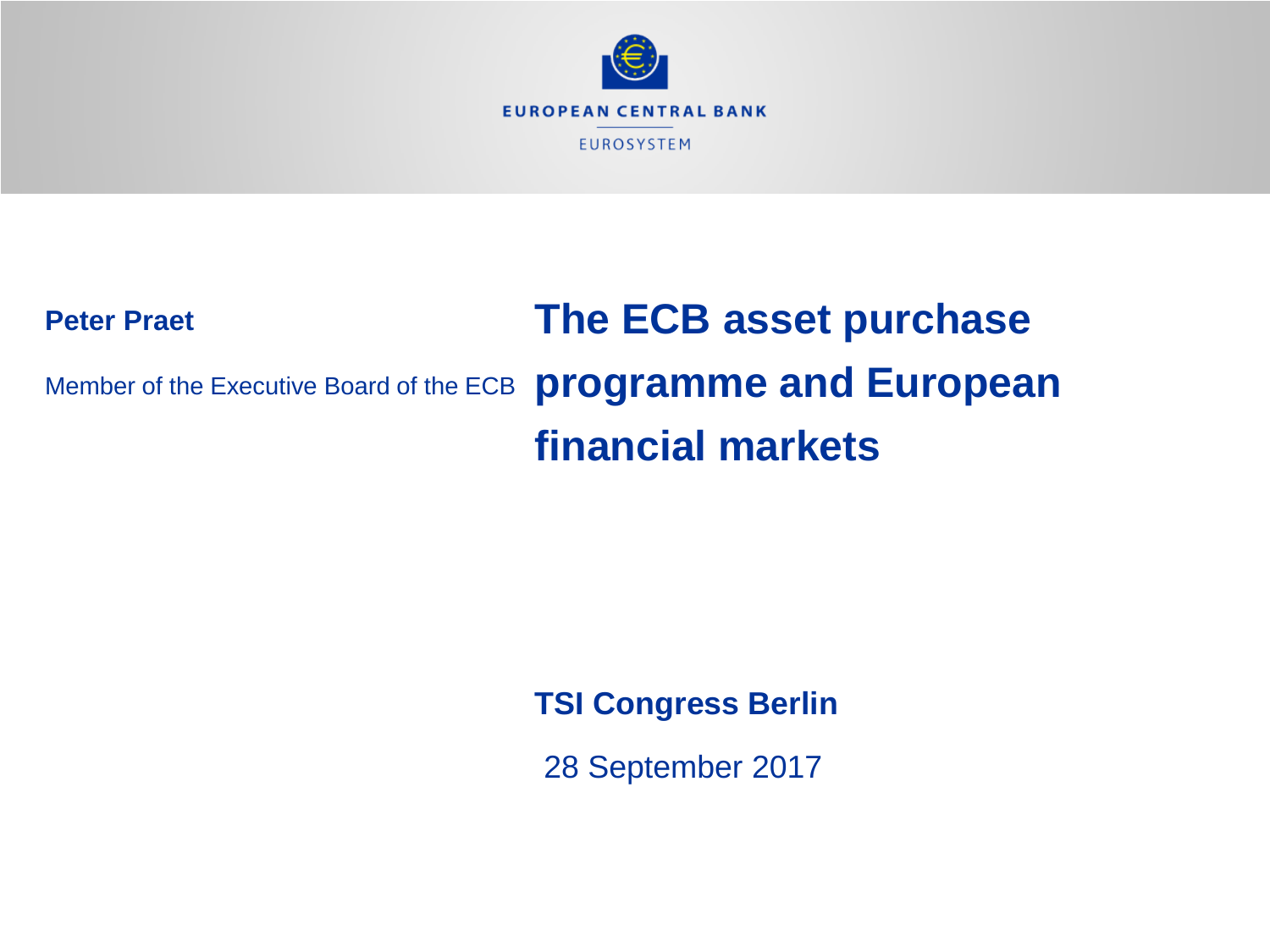EUROPEAN CENTRAL BANK

EUROSYSTEM

# The ECB asset purchase programme and European financial markets

**Peter Praet**

Member of the Executive Board of the ECB

**TSI Congress Berlin**

28 September 2017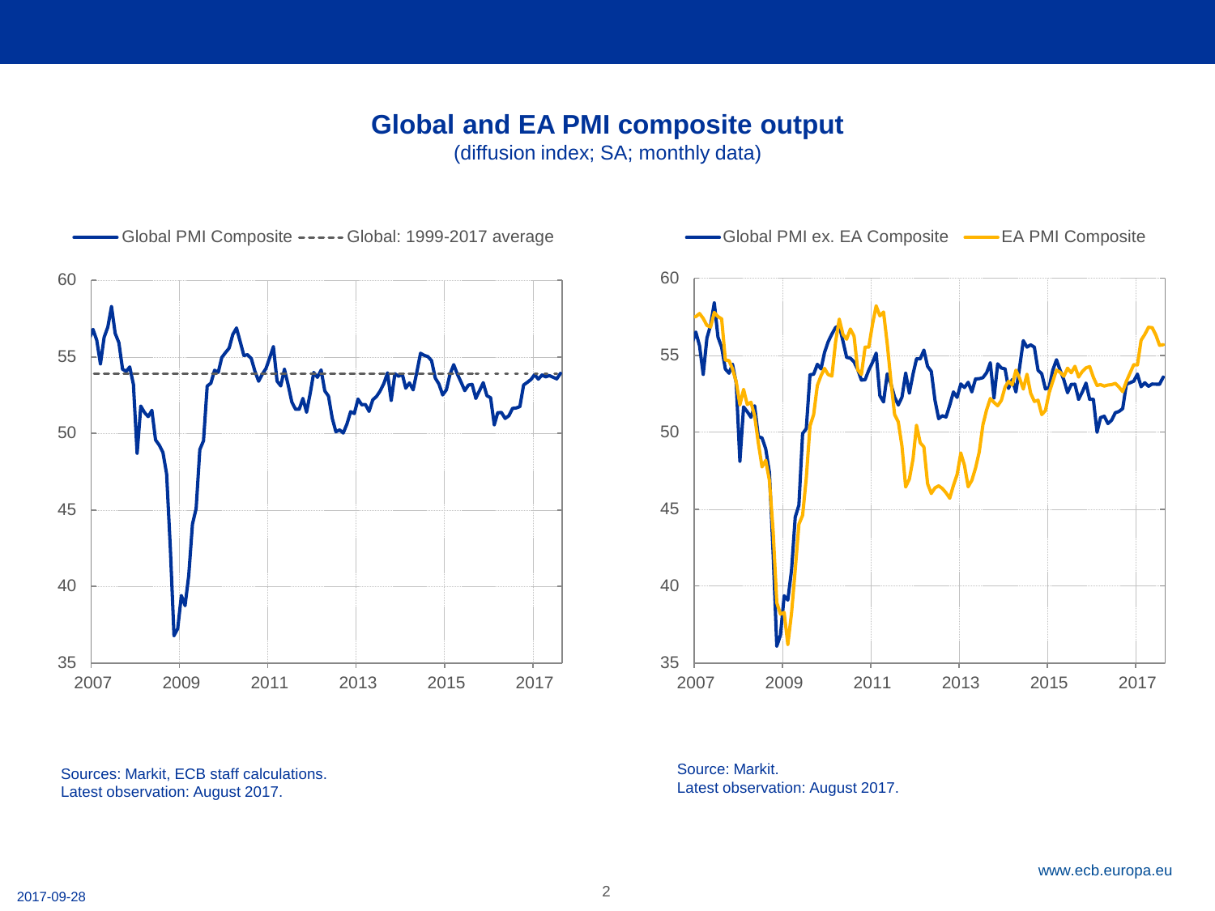# Global and EA PMI composite output

(diffusion index; SA; monthly data)

Global PMI Composite - - - - - Global: 1999-2017 average

Global PMI ex. EA Composite — EA PMI Composite

Sources: Markit, ECB staff calculations.
Latest observation: August 2017.

Source: Markit.
Latest observation: August 2017.

www.ecb.europa.eu

2017-09-28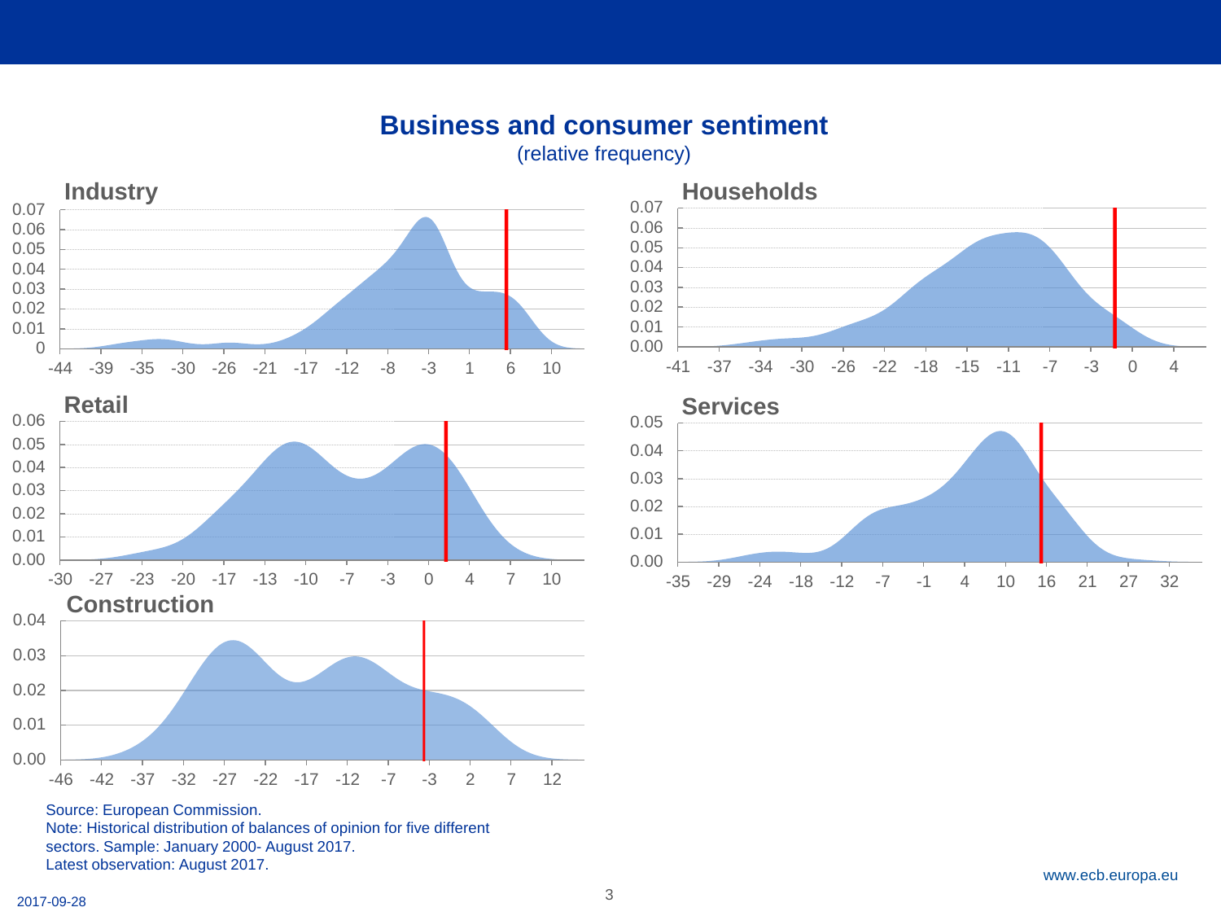# Business and consumer sentiment

(relative frequency)

**Industry**

**Households**

**Retail**

**Services**

**Construction**

Source: European Commission.
Note: Historical distribution of balances of opinion for five different sectors. Sample: January 2000- August 2017.
Latest observation: August 2017.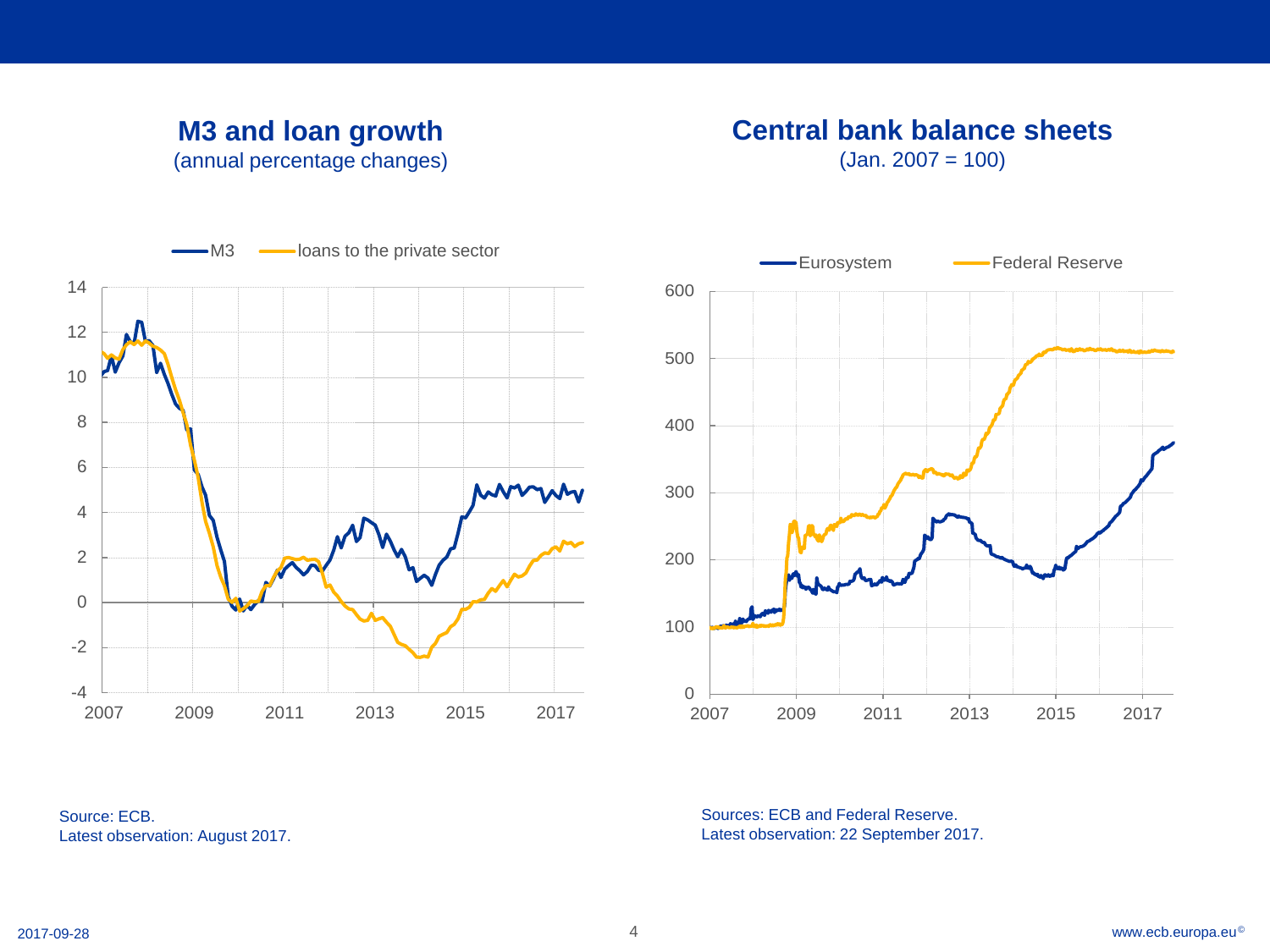## M3 and loan growth

(annual percentage changes)

Source: ECB.
Latest observation: August 2017.

## Central bank balance sheets

(Jan. 2007 = 100)

Sources: ECB and Federal Reserve.
Latest observation: 22 September 2017.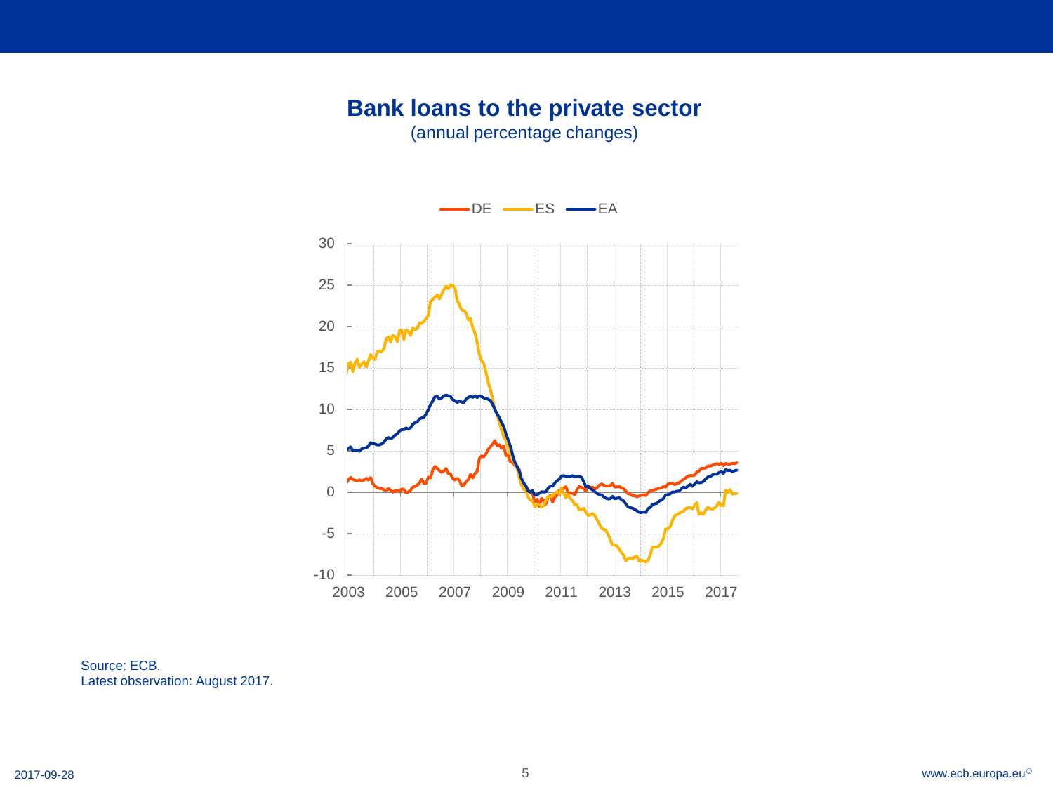# Bank loans to the private sector

(annual percentage changes)

DE ES EA

Source: ECB.
Latest observation: August 2017.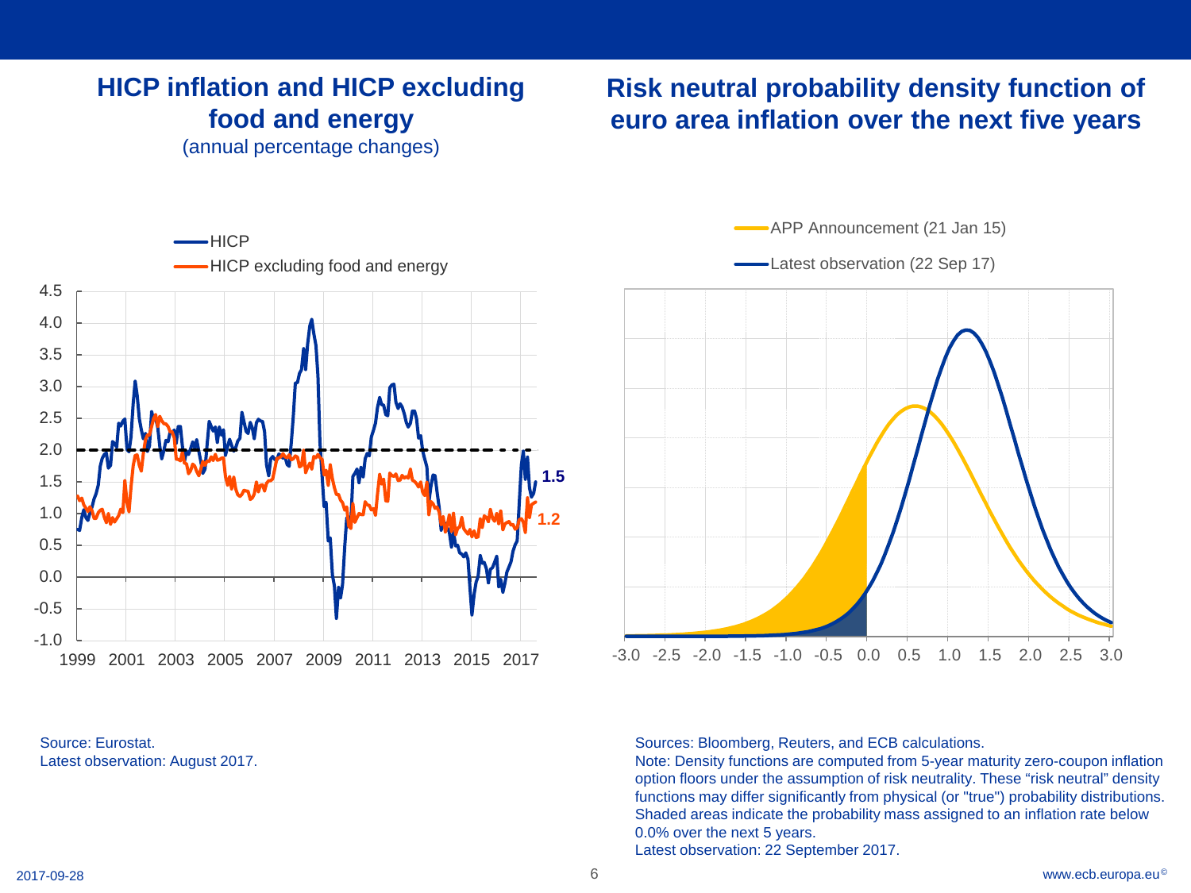## HICP inflation and HICP excluding food and energy

(annual percentage changes)

Source: Eurostat.
Latest observation: August 2017.

## Risk neutral probability density function of euro area inflation over the next five years

Sources: Bloomberg, Reuters, and ECB calculations.
Note: Density functions are computed from 5-year maturity zero-coupon inflation option floors under the assumption of risk neutrality. These "risk neutral" density functions may differ significantly from physical (or "true") probability distributions. Shaded areas indicate the probability mass assigned to an inflation rate below 0.0% over the next 5 years.
Latest observation: 22 September 2017.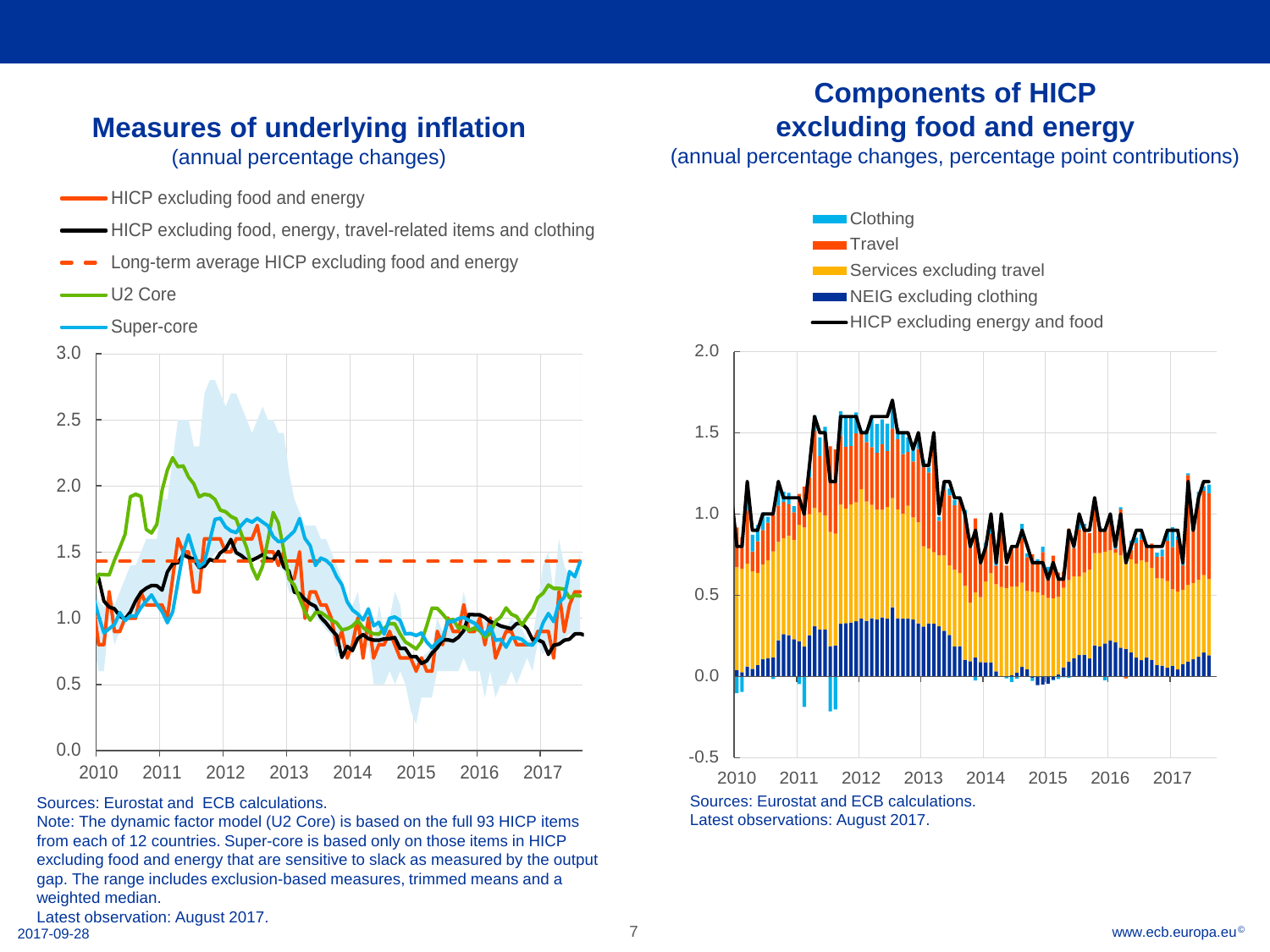## Measures of underlying inflation

(annual percentage changes)

- HICP excluding food and energy
- HICP excluding food, energy, travel-related items and clothing
- Long-term average HICP excluding food and energy
- U2 Core
- Super-core

Sources: Eurostat and ECB calculations.
Note: The dynamic factor model (U2 Core) is based on the full 93 HICP items from each of 12 countries. Super-core is based only on those items in HICP excluding food and energy that are sensitive to slack as measured by the output gap. The range includes exclusion-based measures, trimmed means and a weighted median.
Latest observation: August 2017.

## Components of HICP excluding food and energy

(annual percentage changes, percentage point contributions)

- Clothing
- Travel
- Services excluding travel
- NEIG excluding clothing
- HICP excluding energy and food

Sources: Eurostat and ECB calculations.
Latest observations: August 2017.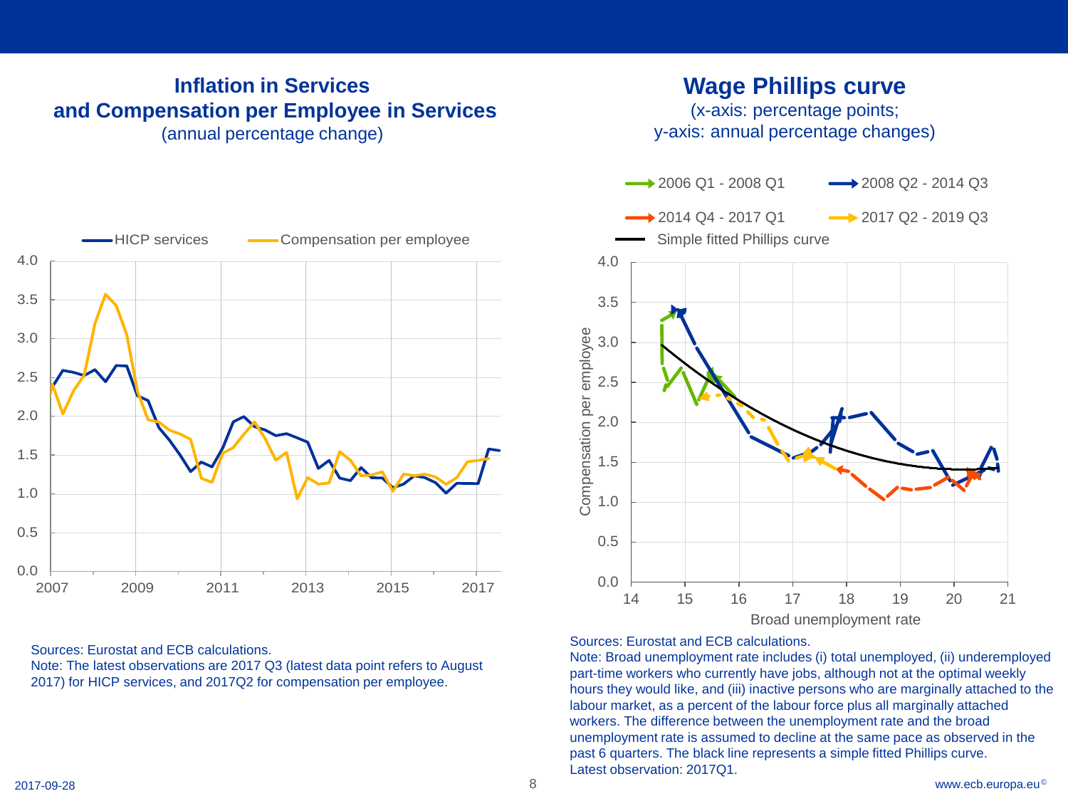## Inflation in Services and Compensation per Employee in Services

(annual percentage change)

Sources: Eurostat and ECB calculations.

Note: The latest observations are 2017 Q3 (latest data point refers to August 2017) for HICP services, and 2017Q2 for compensation per employee.

## Wage Phillips curve

(x-axis: percentage points; y-axis: annual percentage changes)

Sources: Eurostat and ECB calculations.

Note: Broad unemployment rate includes (i) total unemployed, (ii) underemployed part-time workers who currently have jobs, although not at the optimal weekly hours they would like, and (iii) inactive persons who are marginally attached to the labour market, as a percent of the labour force plus all marginally attached workers. The difference between the unemployment rate and the broad unemployment rate is assumed to decline at the same pace as observed in the past 6 quarters. The black line represents a simple fitted Phillips curve.

Latest observation: 2017Q1.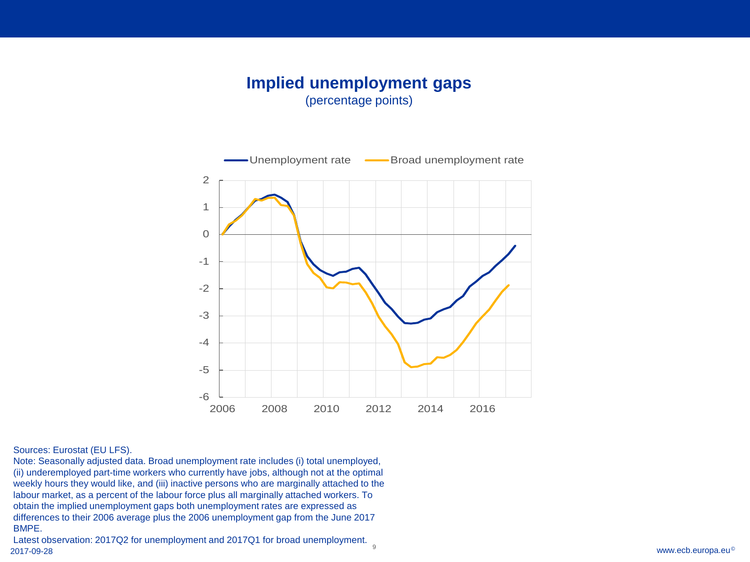## Implied unemployment gaps

(percentage points)

Sources: Eurostat (EU LFS).

Note: Seasonally adjusted data. Broad unemployment rate includes (i) total unemployed, (ii) underemployed part-time workers who currently have jobs, although not at the optimal weekly hours they would like, and (iii) inactive persons who are marginally attached to the labour market, as a percent of the labour force plus all marginally attached workers. To obtain the implied unemployment gaps both unemployment rates are expressed as differences to their 2006 average plus the 2006 unemployment gap from the June 2017 BMPE.

Latest observation: 2017Q2 for unemployment and 2017Q1 for broad unemployment.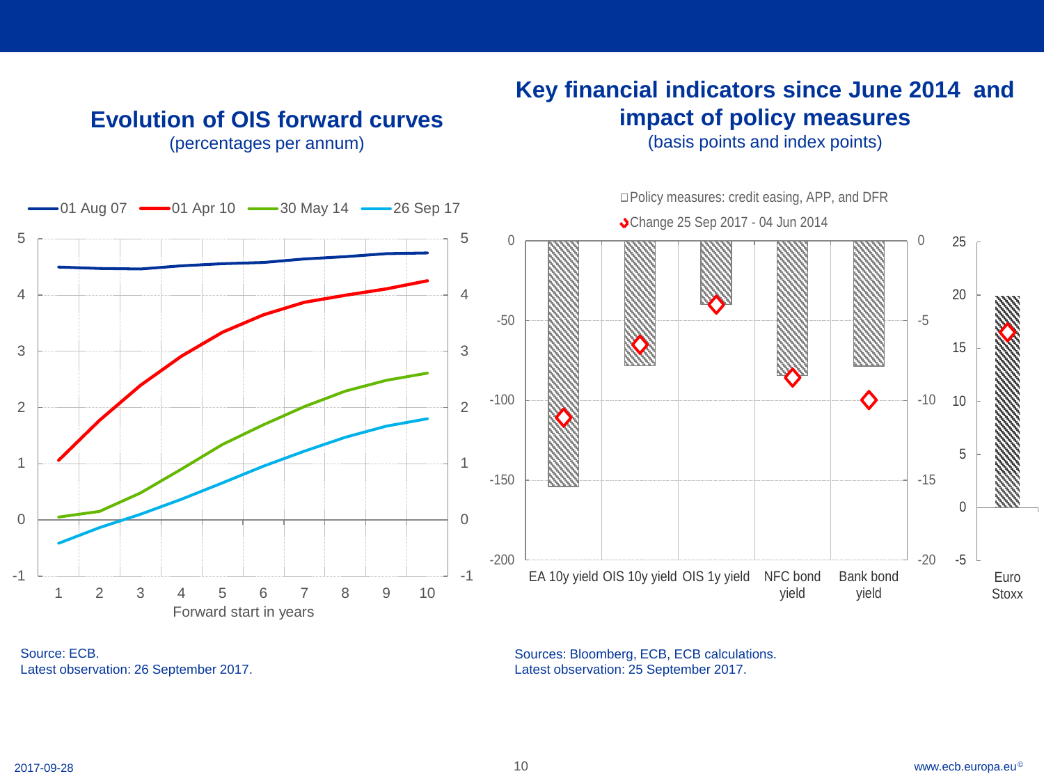## Evolution of OIS forward curves

(percentages per annum)

01 Aug 07
01 Apr 10
30 May 14
26 Sep 17

5
4
3
2
1
0
-1

1 2 3 4 5 6 7 8 9 10

Forward start in years

Source: ECB.
Latest observation: 26 September 2017.

## Key financial indicators since June 2014 and impact of policy measures

(basis points and index points)

Policy measures: credit easing, APP, and DFR
Change 25 Sep 2017 - 04 Jun 2014

0
-50
-100
-150
-200

0
-5
-10
-15
-20

25
20
15
10
5
0
-5

EA 10y yield
OIS 10y yield
OIS 1y yield
NFC bond yield
Bank bond yield
Euro Stoxx

Sources: Bloomberg, ECB, ECB calculations.
Latest observation: 25 September 2017.